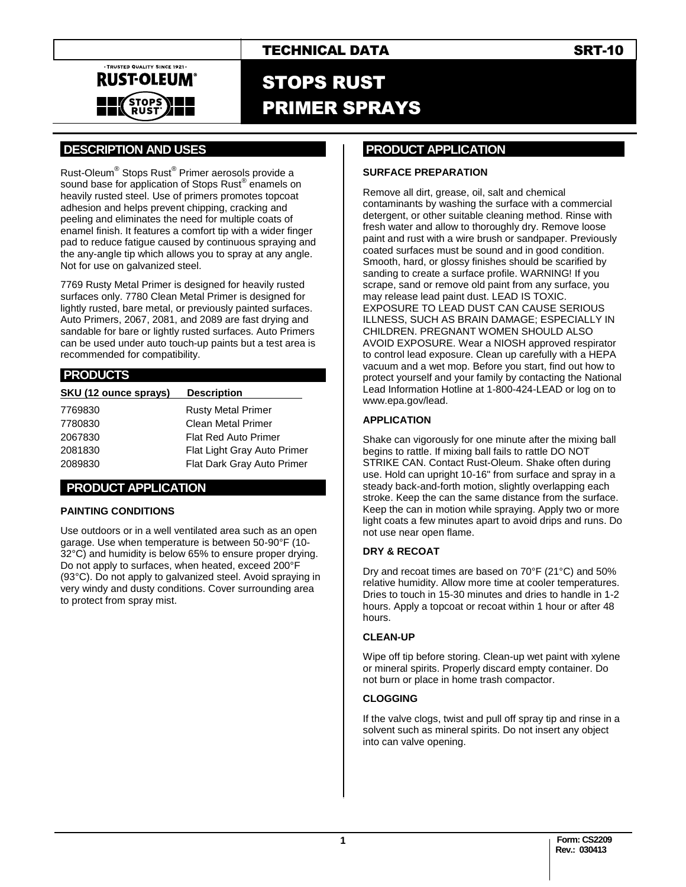# TECHNICAL DATA SRT-10

# STOPS RUST PRIMER SPRAYS

## DESCRIPTION AND USES

Rust-Oleum® Stops Rust® Primer aerosols provide a sound base for application of Stops Rust® enamels on heavily rusted steel. Use of primers promotes topcoat adhesion and helps prevent chipping, cracking and peeling and eliminates the need for multiple coats of enamel finish. It features a comfort tip with a wider finger pad to reduce fatigue caused by continuous spraying and the any-angle tip which allows you to spray at any angle. Not for use on galvanized steel.

7769 Rusty Metal Primer is designed for heavily rusted surfaces only. 7780 Clean Metal Primer is designed for lightly rusted, bare metal, or previously painted surfaces. Auto Primers, 2067, 2081, and 2089 are fast drying and sandable for bare or lightly rusted surfaces. Auto Primers can be used under auto touch-up paints but a test area is recommended for compatibility.

## PRODUCTS

| SKU (12 ounce sprays) | Description |
|---|---|
| 7769830 | Rusty Metal Primer |
| 7780830 | Clean Metal Primer |
| 2067830 | Flat Red Auto Primer |
| 2081830 | Flat Light Gray Auto Primer |
| 2089830 | Flat Dark Gray Auto Primer |

## PRODUCT APPLICATION

### PAINTING CONDITIONS

Use outdoors or in a well ventilated area such as an open garage. Use when temperature is between 50-90°F (10-32°C) and humidity is below 65% to ensure proper drying. Do not apply to surfaces, when heated, exceed 200°F (93°C). Do not apply to galvanized steel. Avoid spraying in very windy and dusty conditions. Cover surrounding area to protect from spray mist.

## PRODUCT APPLICATION

### SURFACE PREPARATION

Remove all dirt, grease, oil, salt and chemical contaminants by washing the surface with a commercial detergent, or other suitable cleaning method. Rinse with fresh water and allow to thoroughly dry. Remove loose paint and rust with a wire brush or sandpaper. Previously coated surfaces must be sound and in good condition. Smooth, hard, or glossy finishes should be scarified by sanding to create a surface profile. WARNING! If you scrape, sand or remove old paint from any surface, you may release lead paint dust. LEAD IS TOXIC. EXPOSURE TO LEAD DUST CAN CAUSE SERIOUS ILLNESS, SUCH AS BRAIN DAMAGE; ESPECIALLY IN CHILDREN. PREGNANT WOMEN SHOULD ALSO AVOID EXPOSURE. Wear a NIOSH approved respirator to control lead exposure. Clean up carefully with a HEPA vacuum and a wet mop. Before you start, find out how to protect yourself and your family by contacting the National Lead Information Hotline at 1-800-424-LEAD or log on to www.epa.gov/lead.

### APPLICATION

Shake can vigorously for one minute after the mixing ball begins to rattle. If mixing ball fails to rattle DO NOT STRIKE CAN. Contact Rust-Oleum. Shake often during use. Hold can upright 10-16" from surface and spray in a steady back-and-forth motion, slightly overlapping each stroke. Keep the can the same distance from the surface. Keep the can in motion while spraying. Apply two or more light coats a few minutes apart to avoid drips and runs. Do not use near open flame.

### DRY & RECOAT

Dry and recoat times are based on 70°F (21°C) and 50% relative humidity. Allow more time at cooler temperatures. Dries to touch in 15-30 minutes and dries to handle in 1-2 hours. Apply a topcoat or recoat within 1 hour or after 48 hours.

### CLEAN-UP

Wipe off tip before storing. Clean-up wet paint with xylene or mineral spirits. Properly discard empty container. Do not burn or place in home trash compactor.

### CLOGGING

If the valve clogs, twist and pull off spray tip and rinse in a solvent such as mineral spirits. Do not insert any object into can valve opening.

Form: CS2209
Rev.: 030413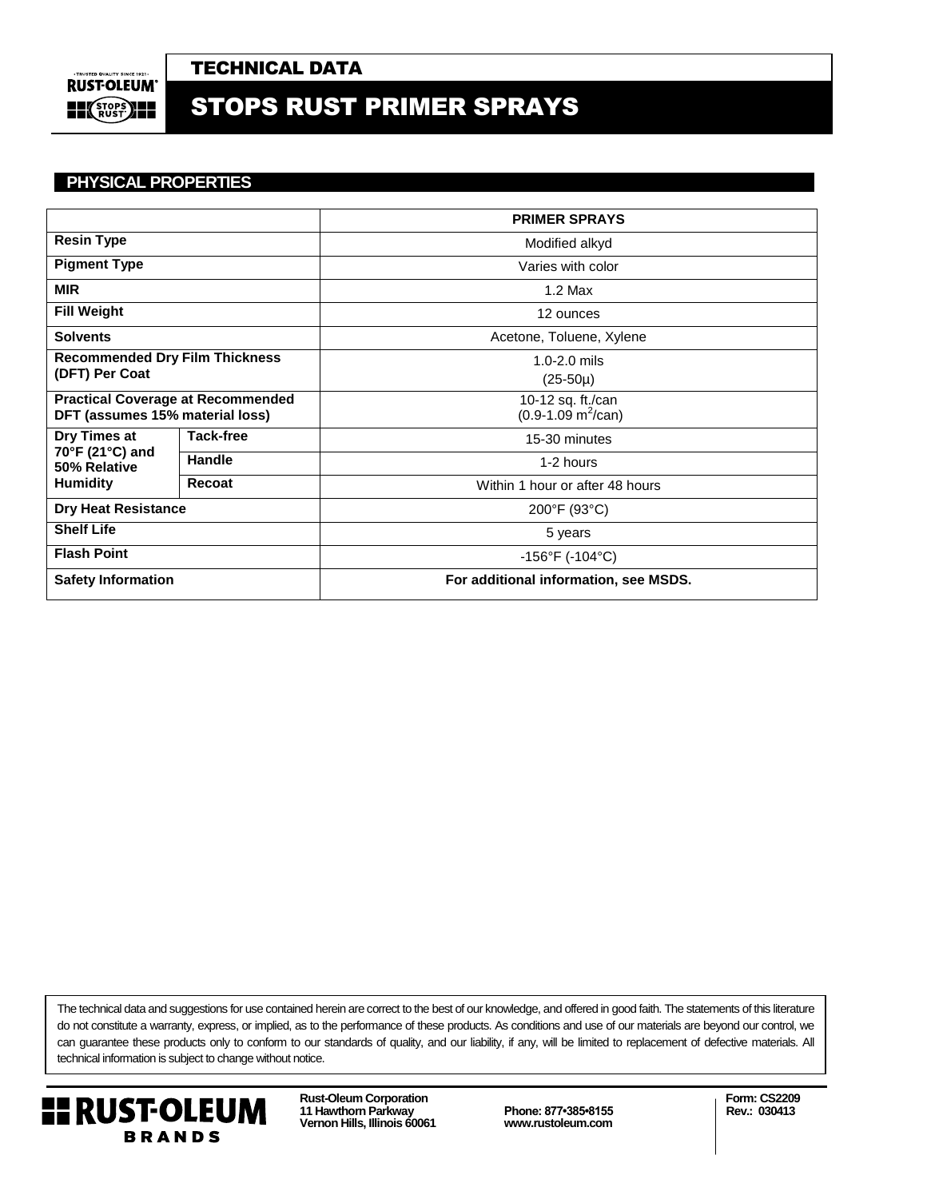# TECHNICAL DATA

# STOPS RUST PRIMER SPRAYS

## PHYSICAL PROPERTIES

| | | PRIMER SPRAYS |
|---|---|---|
| **Resin Type** | | Modified alkyd |
| **Pigment Type** | | Varies with color |
| **MIR** | | 1.2 Max |
| **Fill Weight** | | 12 ounces |
| **Solvents** | | Acetone, Toluene, Xylene |
| **Recommended Dry Film Thickness (DFT) Per Coat** | | 1.0-2.0 mils (25-50µ) |
| **Practical Coverage at Recommended DFT (assumes 15% material loss)** | | 10-12 sq. ft./can ($0.9$-$1.09\ m^2$/can) |
| **Dry Times at 70°F (21°C) and 50% Relative Humidity** | **Tack-free** | 15-30 minutes |
| | **Handle** | 1-2 hours |
| | **Recoat** | Within 1 hour or after 48 hours |
| **Dry Heat Resistance** | | 200°F (93°C) |
| **Shelf Life** | | 5 years |
| **Flash Point** | | -156°F (-104°C) |
| **Safety Information** | | **For additional information, see MSDS.** |

The technical data and suggestions for use contained herein are correct to the best of our knowledge, and offered in good faith. The statements of this literature do not constitute a warranty, express, or implied, as to the performance of these products. As conditions and use of our materials are beyond our control, we can guarantee these products only to conform to our standards of quality, and our liability, if any, will be limited to replacement of defective materials. All technical information is subject to change without notice.

**Rust-Oleum Corporation**
**11 Hawthorn Parkway**
**Vernon Hills, Illinois 60061**

**Phone: 877•385•8155**
**www.rustoleum.com**

**Form: CS2209**
**Rev.: 030413**